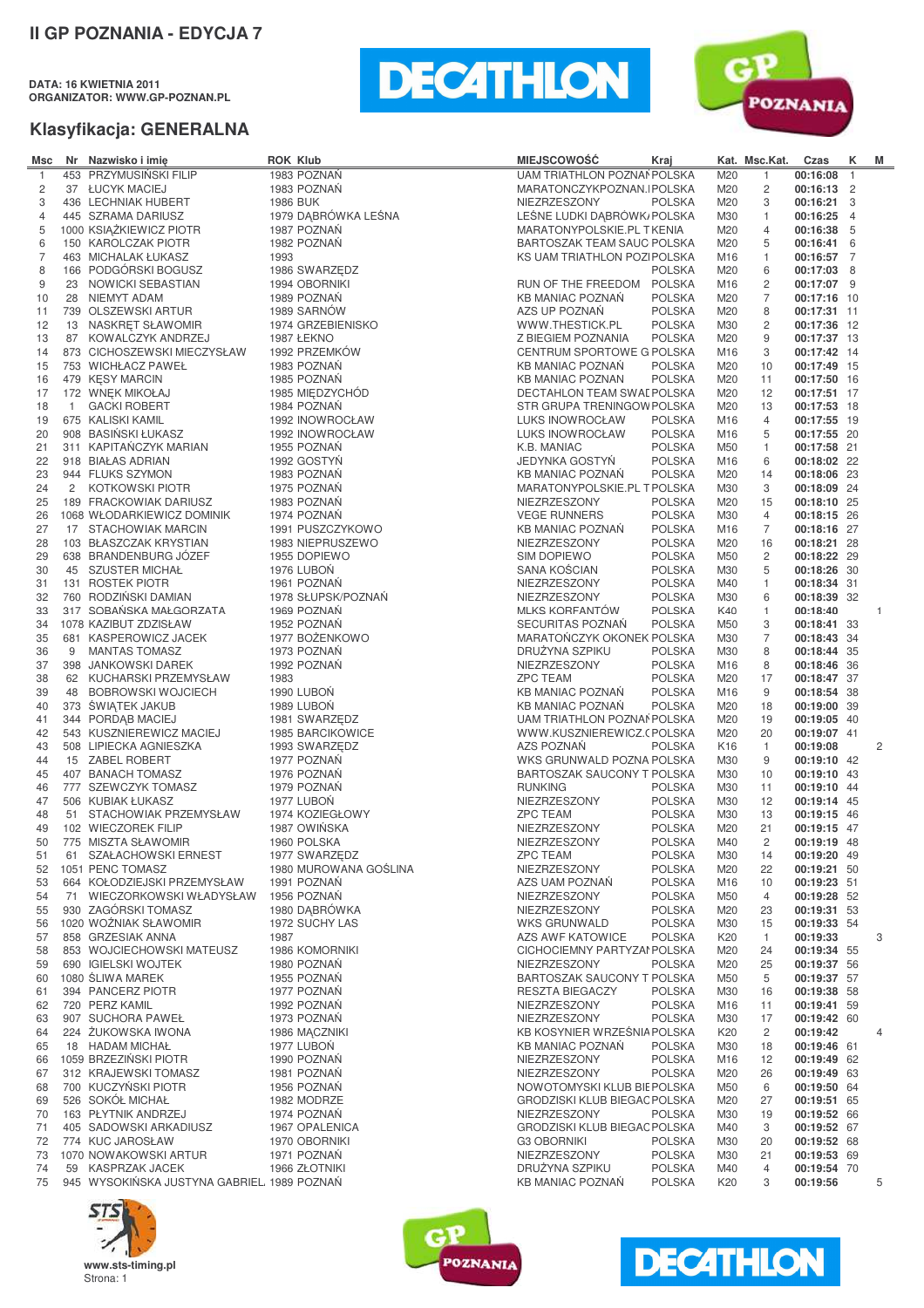# II GP POZNANIA - EDYCJA 7

**DATA: 16 KWIETNIA 2011**
**ORGANIZATOR: WWW.GP-POZNAN.PL**

## Klasyfikacja: GENERALNA

| Msc | Nr | Nazwisko i imię | ROK | Klub | MIEJSCOWOŚĆ | Kraj | Kat. | Msc.Kat. | Czas | K | M |
|---|---|---|---|---|---|---|---|---|---|---|---|
| 1 | 453 | PRZYMUSIŃSKI FILIP | 1983 | POZNAŃ | UAM TRIATHLON POZNAŃ | POLSKA | M20 | 1 | 00:16:08 | 1 | |
| 2 | 37 | ŁUCYK MACIEJ | 1983 | POZNAŃ | MARATONCZYKPOZNAN.I | POLSKA | M20 | 2 | 00:16:13 | 2 | |
| 3 | 436 | LECHNIAK HUBERT | 1986 | BUK | NIEZRZESZONY | POLSKA | M20 | 3 | 00:16:21 | 3 | |
| 4 | 445 | SZRAMA DARIUSZ | 1979 | DĄBRÓWKA LEŚNA | LEŚNE LUDKI DĄBRÓWKI | POLSKA | M30 | 1 | 00:16:25 | 4 | |
| 5 | 1000 | KSIĄŻKIEWICZ PIOTR | 1987 | POZNAŃ | MARATONYPOLSKIE.PL T | KENIA | M20 | 4 | 00:16:38 | 5 | |
| 6 | 150 | KAROLCZAK PIOTR | 1982 | POZNAŃ | BARTOSZAK TEAM SAUC | POLSKA | M20 | 5 | 00:16:41 | 6 | |
| 7 | 463 | MICHALAK ŁUKASZ | 1993 | | KS UAM TRIATHLON POZ | POLSKA | M16 | 1 | 00:16:57 | 7 | |
| 8 | 166 | PODGÓRSKI BOGUSZ | 1986 | SWARZĘDZ | | POLSKA | M20 | 6 | 00:17:03 | 8 | |
| 9 | 23 | NOWICKI SEBASTIAN | 1994 | OBORNIKI | RUN OF THE FREEDOM | POLSKA | M16 | 2 | 00:17:07 | 9 | |
| 10 | 28 | NIEMYT ADAM | 1989 | POZNAŃ | KB MANIAC POZNAŃ | POLSKA | M20 | 7 | 00:17:16 | 10 | |
| 11 | 739 | OLSZEWSKI ARTUR | 1989 | SARNÓW | AZS UP POZNAŃ | POLSKA | M20 | 8 | 00:17:31 | 11 | |
| 12 | 13 | NASKRĘT SŁAWOMIR | 1974 | GRZEBIENISKO | WWW.THESTICK.PL | POLSKA | M30 | 2 | 00:17:36 | 12 | |
| 13 | 87 | KOWALCZYK ANDRZEJ | 1987 | ŁEKNO | Z BIEGIEM POZNANIA | POLSKA | M20 | 9 | 00:17:37 | 13 | |
| 14 | 873 | CICHOSZEWSKI MIECZYSŁAW | 1992 | PRZEMKÓW | CENTRUM SPORTOWE G | POLSKA | M16 | 3 | 00:17:42 | 14 | |
| 15 | 753 | WICHŁACZ PAWEŁ | 1983 | POZNAŃ | KB MANIAC POZNAŃ | POLSKA | M20 | 10 | 00:17:49 | 15 | |
| 16 | 479 | KĘSY MARCIN | 1985 | POZNAŃ | KB MANIAC POZNAN | POLSKA | M20 | 11 | 00:17:50 | 16 | |
| 17 | 172 | WNĘK MIKOŁAJ | 1985 | MIĘDZYCHÓD | DECTAHLON TEAM SWAI | POLSKA | M20 | 12 | 00:17:51 | 17 | |
| 18 | 1 | GACKI ROBERT | 1984 | POZNAŃ | STR GRUPA TRENINGOW | POLSKA | M20 | 13 | 00:17:53 | 18 | |
| 19 | 675 | KALISKI KAMIL | 1992 | INOWROCŁAW | LUKS INOWROCŁAW | POLSKA | M16 | 4 | 00:17:55 | 19 | |
| 20 | 908 | BASIŃSKI ŁUKASZ | 1992 | INOWROCŁAW | LUKS INOWROCŁAW | POLSKA | M16 | 5 | 00:17:55 | 20 | |
| 21 | 311 | KAPITAŃCZYK MARIAN | 1955 | POZNAŃ | K.B. MANIAC | POLSKA | M50 | 1 | 00:17:58 | 21 | |
| 22 | 918 | BIAŁAS ADRIAN | 1992 | GOSTYŃ | JEDYNKA GOSTYŃ | POLSKA | M16 | 6 | 00:18:02 | 22 | |
| 23 | 944 | FLUKS SZYMON | 1983 | POZNAŃ | KB MANIAC POZNAŃ | POLSKA | M20 | 14 | 00:18:06 | 23 | |
| 24 | 2 | KOTKOWSKI PIOTR | 1975 | POZNAŃ | MARATONYPOLSKIE.PL T | POLSKA | M30 | 3 | 00:18:09 | 24 | |
| 25 | 189 | FRACKOWIAK DARIUSZ | 1983 | POZNAŃ | NIEZRZESZONY | POLSKA | M20 | 15 | 00:18:10 | 25 | |
| 26 | 1068 | WŁODARKIEWICZ DOMINIK | 1974 | POZNAŃ | VEGE RUNNERS | POLSKA | M30 | 4 | 00:18:15 | 26 | |
| 27 | 17 | STACHOWIAK MARCIN | 1991 | PUSZCZYKOWO | KB MANIAC POZNAŃ | POLSKA | M16 | 7 | 00:18:16 | 27 | |
| 28 | 103 | BŁASZCZAK KRYSTIAN | 1983 | NIEPRUSZEWO | NIEZRZESZONY | POLSKA | M20 | 16 | 00:18:21 | 28 | |
| 29 | 638 | BRANDENBURG JÓZEF | 1955 | DOPIEWO | SIM DOPIEWO | POLSKA | M50 | 2 | 00:18:22 | 29 | |
| 30 | 45 | SZUSTER MICHAŁ | 1976 | LUBOŃ | SANA KOŚCIAN | POLSKA | M30 | 5 | 00:18:26 | 30 | |
| 31 | 131 | ROSTEK PIOTR | 1961 | POZNAŃ | NIEZRZESZONY | POLSKA | M40 | 1 | 00:18:34 | 31 | |
| 32 | 760 | RODZIŃSKI DAMIAN | 1978 | SŁUPSK/POZNAŃ | NIEZRZESZONY | POLSKA | M30 | 6 | 00:18:39 | 32 | |
| 33 | 317 | SOBAŃSKA MAŁGORZATA | 1969 | POZNAŃ | MLKS KORFANTÓW | POLSKA | K40 | 1 | 00:18:40 | | 1 |
| 34 | 1078 | KAZIBUT ZDZISŁAW | 1952 | POZNAŃ | SECURITAS POZNAŃ | POLSKA | M50 | 3 | 00:18:41 | 33 | |
| 35 | 681 | KASPEROWICZ JACEK | 1977 | BOŻENKOWO | MARATOŃCZYK OKONEK | POLSKA | M30 | 7 | 00:18:43 | 34 | |
| 36 | 9 | MANTAS TOMASZ | 1973 | POZNAŃ | DRUŻYNA SZPIKU | POLSKA | M30 | 8 | 00:18:44 | 35 | |
| 37 | 398 | JANKOWSKI DAREK | 1992 | POZNAŃ | NIEZRZESZONY | POLSKA | M16 | 8 | 00:18:46 | 36 | |
| 38 | 62 | KUCHARSKI PRZEMYSŁAW | 1983 | | ZPC TEAM | POLSKA | M20 | 17 | 00:18:47 | 37 | |
| 39 | 48 | BOBROWSKI WOJCIECH | 1990 | LUBOŃ | KB MANIAC POZNAŃ | POLSKA | M16 | 9 | 00:18:54 | 38 | |
| 40 | 373 | ŚWIĄTEK JAKUB | 1989 | LUBOŃ | KB MANIAC POZNAŃ | POLSKA | M20 | 18 | 00:19:00 | 39 | |
| 41 | 344 | PORDĄB MACIEJ | 1981 | SWARZĘDZ | UAM TRIATHLON POZNAŃ | POLSKA | M20 | 19 | 00:19:05 | 40 | |
| 42 | 543 | KUSZNIEREWICZ MACIEJ | 1985 | BARCIKOWICE | WWW.KUSZNIEREWICZ.( | POLSKA | M20 | 20 | 00:19:07 | 41 | |
| 43 | 508 | LIPIECKA AGNIESZKA | 1993 | SWARZĘDZ | AZS POZNAŃ | POLSKA | K16 | 1 | 00:19:08 | | 2 |
| 44 | 15 | ZABEL ROBERT | 1977 | POZNAŃ | WKS GRUNWALD POZNA | POLSKA | M30 | 9 | 00:19:10 | 42 | |
| 45 | 407 | BANACH TOMASZ | 1976 | POZNAŃ | BARTOSZAK SAUCONY T | POLSKA | M30 | 10 | 00:19:10 | 43 | |
| 46 | 777 | SZEWCZYK TOMASZ | 1979 | POZNAŃ | RUNKING | POLSKA | M30 | 11 | 00:19:10 | 44 | |
| 47 | 506 | KUBIAK ŁUKASZ | 1977 | LUBOŃ | NIEZRZESZONY | POLSKA | M30 | 12 | 00:19:14 | 45 | |
| 48 | 51 | STACHOWIAK PRZEMYSŁAW | 1974 | KOZIEGŁOWY | ZPC TEAM | POLSKA | M30 | 13 | 00:19:15 | 46 | |
| 49 | 102 | WIECZOREK FILIP | 1987 | OWIŃSKA | NIEZRZESZONY | POLSKA | M20 | 21 | 00:19:15 | 47 | |
| 50 | 775 | MISZTA SŁAWOMIR | 1960 | POLSKA | NIEZRZESZONY | POLSKA | M40 | 2 | 00:19:19 | 48 | |
| 51 | 61 | SZAŁACHOWSKI ERNEST | 1977 | SWARZĘDZ | ZPC TEAM | POLSKA | M30 | 14 | 00:19:20 | 49 | |
| 52 | 1051 | PENC TOMASZ | 1980 | MUROWANA GOŚLINA | NIEZRZESZONY | POLSKA | M20 | 22 | 00:19:21 | 50 | |
| 53 | 664 | KOŁODZIEJSKI PRZEMYSŁAW | 1991 | POZNAŃ | AZS UAM POZNAŃ | POLSKA | M16 | 10 | 00:19:23 | 51 | |
| 54 | 71 | WIECZORKOWSKI WŁADYSŁAW | 1956 | POZNAŃ | NIEZRZESZONY | POLSKA | M50 | 4 | 00:19:28 | 52 | |
| 55 | 930 | ZAGÓRSKI TOMASZ | 1980 | DĄBRÓWKA | NIEZRZESZONY | POLSKA | M20 | 23 | 00:19:31 | 53 | |
| 56 | 1020 | WOŹNIAK SŁAWOMIR | 1972 | SUCHY LAS | WKS GRUNWALD | POLSKA | M30 | 15 | 00:19:33 | 54 | |
| 57 | 858 | GRZESIAK ANNA | 1987 | | AZS AWF KATOWICE | POLSKA | K20 | 1 | 00:19:33 | | 3 |
| 58 | 853 | WOJCIECHOWSKI MATEUSZ | 1986 | KOMORNIKI | CICHOCIEMNY PARTYZAN | POLSKA | M20 | 24 | 00:19:34 | 55 | |
| 59 | 690 | IGIELSKI WOJTEK | 1980 | POZNAŃ | NIEZRZESZONY | POLSKA | M20 | 25 | 00:19:37 | 56 | |
| 60 | 1080 | ŚLIWA MAREK | 1955 | POZNAŃ | BARTOSZAK SAUCONY T | POLSKA | M50 | 5 | 00:19:37 | 57 | |
| 61 | 394 | PANCERZ PIOTR | 1977 | POZNAŃ | RESZTA BIEGACZY | POLSKA | M30 | 16 | 00:19:38 | 58 | |
| 62 | 720 | PERZ KAMIL | 1992 | POZNAŃ | NIEZRZESZONY | POLSKA | M16 | 11 | 00:19:41 | 59 | |
| 63 | 907 | SUCHORA PAWEŁ | 1973 | POZNAŃ | NIEZRZESZONY | POLSKA | M30 | 17 | 00:19:42 | 60 | |
| 64 | 224 | ŻUKOWSKA IWONA | 1986 | MĄCZNIKI | KB KOSYNIER WRZEŚNIA | POLSKA | K20 | 2 | 00:19:42 | | 4 |
| 65 | 18 | HADAM MICHAŁ | 1977 | LUBOŃ | KB MANIAC POZNAŃ | POLSKA | M30 | 18 | 00:19:46 | 61 | |
| 66 | 1059 | BRZEZIŃSKI PIOTR | 1990 | POZNAŃ | NIEZRZESZONY | POLSKA | M16 | 12 | 00:19:49 | 62 | |
| 67 | 312 | KRAJEWSKI TOMASZ | 1981 | POZNAŃ | NIEZRZESZONY | POLSKA | M20 | 26 | 00:19:49 | 63 | |
| 68 | 700 | KUCZYŃSKI PIOTR | 1956 | POZNAŃ | NOWOTOMYSKI KLUB BIE | POLSKA | M50 | 6 | 00:19:50 | 64 | |
| 69 | 526 | SOKÓŁ MICHAŁ | 1982 | MODRZE | GRODZISKI KLUB BIEGAC | POLSKA | M20 | 27 | 00:19:51 | 65 | |
| 70 | 163 | PŁYTNIK ANDRZEJ | 1974 | POZNAŃ | NIEZRZESZONY | POLSKA | M30 | 19 | 00:19:52 | 66 | |
| 71 | 405 | SADOWSKI ARKADIUSZ | 1967 | OPALENICA | GRODZISKI KLUB BIEGAC | POLSKA | M40 | 3 | 00:19:52 | 67 | |
| 72 | 774 | KUC JAROSŁAW | 1970 | OBORNIKI | G3 OBORNIKI | POLSKA | M30 | 20 | 00:19:52 | 68 | |
| 73 | 1070 | NOWAKOWSKI ARTUR | 1971 | POZNAŃ | NIEZRZESZONY | POLSKA | M30 | 21 | 00:19:53 | 69 | |
| 74 | 59 | KASPRZAK JACEK | 1966 | ZŁOTNIKI | DRUŻYNA SZPIKU | POLSKA | M40 | 4 | 00:19:54 | 70 | |
| 75 | 945 | WYSOKIŃSKA JUSTYNA GABRIEL | 1989 | POZNAŃ | KB MANIAC POZNAŃ | POLSKA | K20 | 3 | 00:19:56 | | 5 |

www.sts-timing.pl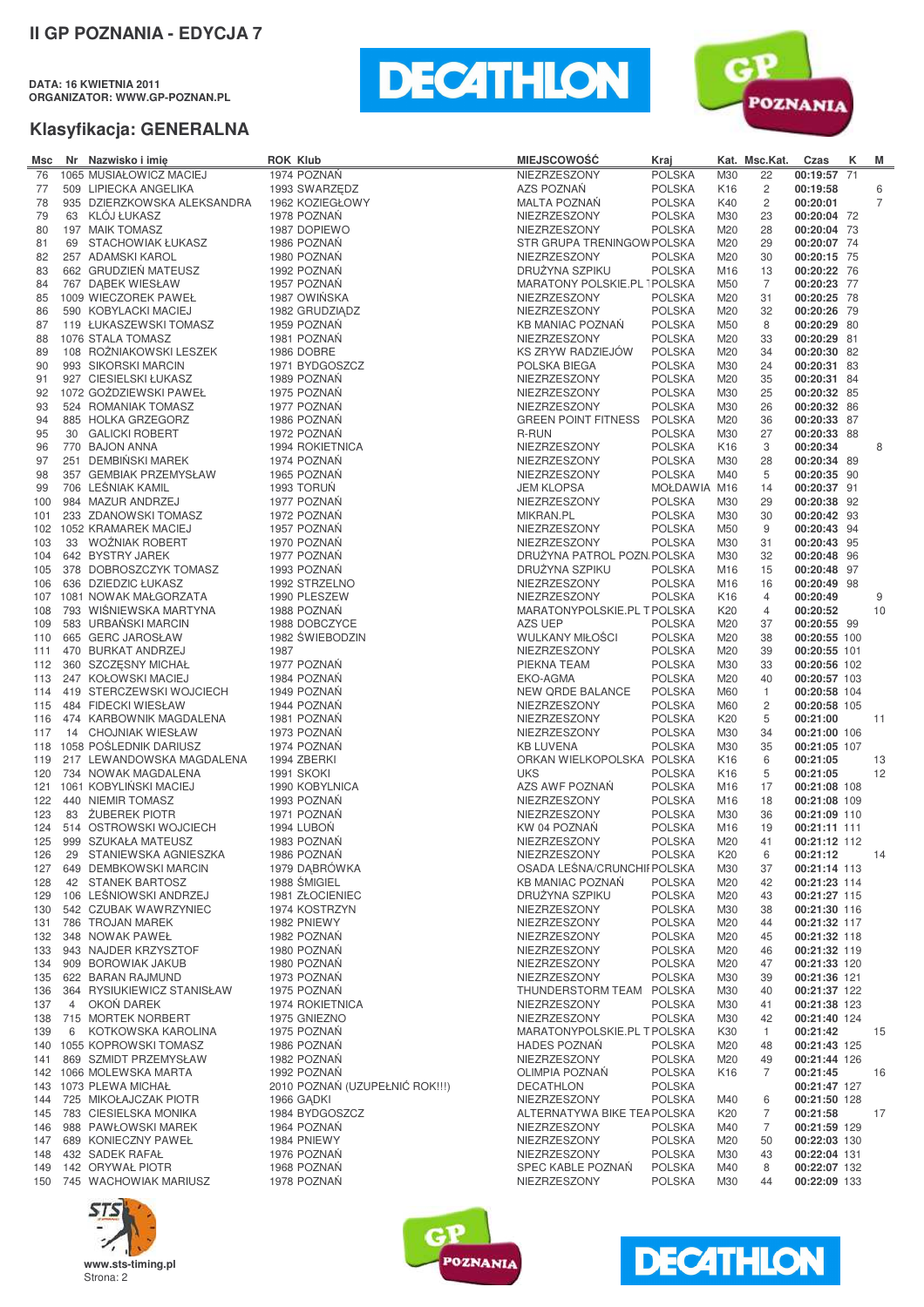# II GP POZNANIA - EDYCJA 7

**DATA: 16 KWIETNIA 2011**
**ORGANIZATOR: WWW.GP-POZNAN.PL**

## Klasyfikacja: GENERALNA

| Msc | Nr | Nazwisko i imię | ROK | Klub | MIEJSCOWOŚĆ | Kraj | Kat. | Msc.Kat. | Czas | K | M |
|---|---|---|---|---|---|---|---|---|---|---|---|
| 76 | 1065 | MUSIAŁOWICZ MACIEJ | 1974 | POZNAŃ | NIEZRZESZONY | POLSKA | M30 | 22 | 00:19:57 | 71 | |
| 77 | 509 | LIPIECKA ANGELIKA | 1993 | SWARZĘDZ | AZS POZNAŃ | POLSKA | K16 | 2 | 00:19:58 | | 6 |
| 78 | 935 | DZIERZKOWSKA ALEKSANDRA | 1962 | KOZIEGŁOWY | MALTA POZNAŃ | POLSKA | K40 | 2 | 00:20:01 | | 7 |
| 79 | 63 | KLÓJ ŁUKASZ | 1978 | POZNAŃ | NIEZRZESZONY | POLSKA | M30 | 23 | 00:20:04 | 72 | |
| 80 | 197 | MAIK TOMASZ | 1987 | DOPIEWO | NIEZRZESZONY | POLSKA | M20 | 28 | 00:20:04 | 73 | |
| 81 | 69 | STACHOWIAK ŁUKASZ | 1986 | POZNAŃ | STR GRUPA TRENINGOW | POLSKA | M20 | 29 | 00:20:07 | 74 | |
| 82 | 257 | ADAMSKI KAROL | 1980 | POZNAŃ | NIEZRZESZONY | POLSKA | M20 | 30 | 00:20:15 | 75 | |
| 83 | 662 | GRUDZIEŃ MATEUSZ | 1992 | POZNAŃ | DRUŻYNA SZPIKU | POLSKA | M16 | 13 | 00:20:22 | 76 | |
| 84 | 767 | DĄBEK WIESŁAW | 1957 | POZNAŃ | MARATONY POLSKIE.PL T | POLSKA | M50 | 7 | 00:20:23 | 77 | |
| 85 | 1009 | WIECZOREK PAWEŁ | 1987 | OWIŃSKA | NIEZRZESZONY | POLSKA | M20 | 31 | 00:20:25 | 78 | |
| 86 | 590 | KOBYLACKI MACIEJ | 1982 | GRUDZIĄDZ | NIEZRZESZONY | POLSKA | M20 | 32 | 00:20:26 | 79 | |
| 87 | 119 | ŁUKASZEWSKI TOMASZ | 1959 | POZNAŃ | KB MANIAC POZNAŃ | POLSKA | M50 | 8 | 00:20:29 | 80 | |
| 88 | 1076 | STALA TOMASZ | 1981 | POZNAŃ | NIEZRZESZONY | POLSKA | M20 | 33 | 00:20:29 | 81 | |
| 89 | 108 | ROŻNIAKOWSKI LESZEK | 1986 | DOBRE | KS ZRYW RADZIEJÓW | POLSKA | M20 | 34 | 00:20:30 | 82 | |
| 90 | 993 | SIKORSKI MARCIN | 1971 | BYDGOSZCZ | POLSKA BIEGA | POLSKA | M30 | 24 | 00:20:31 | 83 | |
| 91 | 927 | CIESIELSKI ŁUKASZ | 1989 | POZNAŃ | NIEZRZESZONY | POLSKA | M20 | 35 | 00:20:31 | 84 | |
| 92 | 1072 | GOŹDZIEWSKI PAWEŁ | 1975 | POZNAŃ | NIEZRZESZONY | POLSKA | M30 | 25 | 00:20:32 | 85 | |
| 93 | 524 | ROMANIAK TOMASZ | 1977 | POZNAŃ | NIEZRZESZONY | POLSKA | M30 | 26 | 00:20:32 | 86 | |
| 94 | 885 | HOLKA GRZEGORZ | 1986 | POZNAŃ | GREEN POINT FITNESS | POLSKA | M20 | 36 | 00:20:33 | 87 | |
| 95 | 30 | GALICKI ROBERT | 1972 | POZNAŃ | R-RUN | POLSKA | M30 | 27 | 00:20:33 | 88 | |
| 96 | 770 | BAJON ANNA | 1994 | ROKIETNICA | NIEZRZESZONY | POLSKA | K16 | 3 | 00:20:34 | | 8 |
| 97 | 251 | DEMBIŃSKI MAREK | 1974 | POZNAŃ | NIEZRZESZONY | POLSKA | M30 | 28 | 00:20:34 | 89 | |
| 98 | 357 | GEMBIAK PRZEMYSŁAW | 1965 | POZNAŃ | NIEZRZESZONY | POLSKA | M40 | 5 | 00:20:35 | 90 | |
| 99 | 706 | LEŚNIAK KAMIL | 1993 | TORUŃ | JEM KLOPSA | MOŁDAWIA | M16 | 14 | 00:20:37 | 91 | |
| 100 | 984 | MAZUR ANDRZEJ | 1977 | POZNAŃ | NIEZRZESZONY | POLSKA | M30 | 29 | 00:20:38 | 92 | |
| 101 | 233 | ZANOWSKI TOMASZ | 1972 | POZNAŃ | MIKRAN.PL | POLSKA | M30 | 30 | 00:20:42 | 93 | |
| 102 | 1052 | KRAMAREK MACIEJ | 1957 | POZNAŃ | NIEZRZESZONY | POLSKA | M50 | 9 | 00:20:43 | 94 | |
| 103 | 33 | WOŹNIAK ROBERT | 1970 | POZNAŃ | NIEZRZESZONY | POLSKA | M30 | 31 | 00:20:43 | 95 | |
| 104 | 642 | BYSTRY JAREK | 1977 | POZNAŃ | DRUŻYNA PATROL POZN. | POLSKA | M30 | 32 | 00:20:48 | 96 | |
| 105 | 378 | DOBROSZCZYK TOMASZ | 1993 | POZNAŃ | DRUŻYNA SZPIKU | POLSKA | M16 | 15 | 00:20:48 | 97 | |
| 106 | 636 | DZIEDZIC ŁUKASZ | 1992 | STRZELNO | NIEZRZESZONY | POLSKA | M16 | 16 | 00:20:49 | 98 | |
| 107 | 1081 | NOWAK MAŁGORZATA | 1990 | PLESZEW | NIEZRZESZONY | POLSKA | K16 | 4 | 00:20:49 | | 9 |
| 108 | 793 | WIŚNIEWSKA MARTYNA | 1988 | POZNAŃ | MARATONYPOLSKIE.PL T | POLSKA | K20 | 4 | 00:20:52 | | 10 |
| 109 | 583 | URBAŃSKI MARCIN | 1988 | DOBCZYCE | AZS UEP | POLSKA | M20 | 37 | 00:20:55 | 99 | |
| 110 | 665 | GERC JAROSŁAW | 1982 | ŚWIEBODZIN | WULKANY MIŁOŚCI | POLSKA | M20 | 38 | 00:20:55 | 100 | |
| 111 | 470 | BURKAT ANDRZEJ | 1987 | | NIEZRZESZONY | POLSKA | M20 | 39 | 00:20:55 | 101 | |
| 112 | 360 | SZCZĘSNY MICHAŁ | 1977 | POZNAŃ | PIEKNA TEAM | POLSKA | M30 | 33 | 00:20:56 | 102 | |
| 113 | 247 | KOŁOWSKI MACIEJ | 1984 | POZNAŃ | EKO-AGMA | POLSKA | M20 | 40 | 00:20:57 | 103 | |
| 114 | 419 | STERCZEWSKI WOJCIECH | 1949 | POZNAŃ | NEW QRDE BALANCE | POLSKA | M60 | 1 | 00:20:58 | 104 | |
| 115 | 484 | FIDECKI WIESŁAW | 1944 | POZNAŃ | NIEZRZESZONY | POLSKA | M60 | 2 | 00:20:58 | 105 | |
| 116 | 474 | KARBOWNIK MAGDALENA | 1981 | POZNAŃ | NIEZRZESZONY | POLSKA | K20 | 5 | 00:21:00 | | 11 |
| 117 | 14 | CHOJNIAK WIESŁAW | 1973 | POZNAŃ | NIEZRZESZONY | POLSKA | M30 | 34 | 00:21:00 | 106 | |
| 118 | 1058 | POŚLEDNIK DARIUSZ | 1974 | POZNAŃ | KB LUVENA | POLSKA | M30 | 35 | 00:21:05 | 107 | |
| 119 | 217 | LEWANDOWSKA MAGDALENA | 1994 | ZBERKI | ORKAN WIELKOPOLSKA | POLSKA | K16 | 6 | 00:21:05 | | 13 |
| 120 | 734 | NOWAK MAGDALENA | 1991 | SKOKI | UKS | POLSKA | K16 | 5 | 00:21:05 | | 12 |
| 121 | 1061 | KOBYLIŃSKI MACIEJ | 1990 | KOBYLNICA | AZS AWF POZNAŃ | POLSKA | M16 | 17 | 00:21:08 | 108 | |
| 122 | 440 | NIEMIR TOMASZ | 1993 | POZNAŃ | NIEZRZESZONY | POLSKA | M16 | 18 | 00:21:08 | 109 | |
| 123 | 83 | ŻUBEREK PIOTR | 1971 | POZNAŃ | NIEZRZESZONY | POLSKA | M30 | 36 | 00:21:09 | 110 | |
| 124 | 514 | OSTROWSKI WOJCIECH | 1994 | LUBOŃ | KW 04 POZNAŃ | POLSKA | M16 | 19 | 00:21:11 | 111 | |
| 125 | 999 | SZUKAŁA MATEUSZ | 1983 | POZNAŃ | NIEZRZESZONY | POLSKA | M20 | 41 | 00:21:12 | 112 | |
| 126 | 29 | STANIEWSKA AGNIESZKA | 1986 | POZNAŃ | NIEZRZESZONY | POLSKA | K20 | 6 | 00:21:12 | | 14 |
| 127 | 649 | DEMBKOWSKI MARCIN | 1979 | DĄBRÓWKA | OSADA LEŚNA/CRUNCHIE | POLSKA | M30 | 37 | 00:21:14 | 113 | |
| 128 | 42 | STANEK BARTOSZ | 1988 | ŚMIGIEL | KB MANIAC POZNAŃ | POLSKA | M20 | 42 | 00:21:23 | 114 | |
| 129 | 106 | LEŚNIOWSKI ANDRZEJ | 1981 | ZŁOCIENIEC | DRUŻYNA SZPIKU | POLSKA | M20 | 43 | 00:21:27 | 115 | |
| 130 | 542 | CZUBAK WAWRZYNIEC | 1974 | KOSTRZYN | NIEZRZESZONY | POLSKA | M30 | 38 | 00:21:30 | 116 | |
| 131 | 786 | TROJAN MAREK | 1982 | PNIEWY | NIEZRZESZONY | POLSKA | M20 | 44 | 00:21:32 | 117 | |
| 132 | 348 | NOWAK PAWEŁ | 1982 | POZNAŃ | NIEZRZESZONY | POLSKA | M20 | 45 | 00:21:32 | 118 | |
| 133 | 943 | NAJDER KRZYSZTOF | 1980 | POZNAŃ | NIEZRZESZONY | POLSKA | M20 | 46 | 00:21:32 | 119 | |
| 134 | 909 | BOROWIAK JAKUB | 1980 | POZNAŃ | NIEZRZESZONY | POLSKA | M20 | 47 | 00:21:33 | 120 | |
| 135 | 622 | BARAN RAJMUND | 1973 | POZNAŃ | NIEZRZESZONY | POLSKA | M30 | 39 | 00:21:36 | 121 | |
| 136 | 364 | RYSIUKIEWICZ STANISŁAW | 1975 | POZNAŃ | THUNDERSTORM TEAM | POLSKA | M30 | 40 | 00:21:37 | 122 | |
| 137 | 4 | OKOŃ DAREK | 1974 | ROKIETNICA | NIEZRZESZONY | POLSKA | M30 | 41 | 00:21:38 | 123 | |
| 138 | 715 | MORTEK NORBERT | 1975 | GNIEZNO | NIEZRZESZONY | POLSKA | M30 | 42 | 00:21:40 | 124 | |
| 139 | 6 | KOTKOWSKA KAROLINA | 1975 | POZNAŃ | MARATONYPOLSKIE.PL T | POLSKA | K30 | 1 | 00:21:42 | | 15 |
| 140 | 1055 | KOPROWSKI TOMASZ | 1986 | POZNAŃ | HADES POZNAŃ | POLSKA | M20 | 48 | 00:21:43 | 125 | |
| 141 | 869 | SZMIDT PRZEMYSŁAW | 1982 | POZNAŃ | NIEZRZESZONY | POLSKA | M20 | 49 | 00:21:44 | 126 | |
| 142 | 1066 | MOLEWSKA MARTA | 1992 | POZNAŃ | OLIMPIA POZNAŃ | POLSKA | K16 | 7 | 00:21:45 | | 16 |
| 143 | 1073 | PLEWA MICHAŁ | 2010 | POZNAŃ (UZUPEŁNIĆ ROK!!!) | DECATHLON | POLSKA | | | 00:21:47 | 127 | |
| 144 | 725 | MIKOŁAJCZAK PIOTR | 1966 | GĄDKI | NIEZRZESZONY | POLSKA | M40 | 6 | 00:21:50 | 128 | |
| 145 | 783 | CIESIELSKA MONIKA | 1984 | BYDGOSZCZ | ALTERNATYWA BIKE TEA | POLSKA | K20 | 7 | 00:21:58 | | 17 |
| 146 | 988 | PAWŁOWSKI MAREK | 1964 | POZNAŃ | NIEZRZESZONY | POLSKA | M40 | 7 | 00:21:59 | 129 | |
| 147 | 689 | KONIECZNY PAWEŁ | 1984 | PNIEWY | NIEZRZESZONY | POLSKA | M20 | 50 | 00:22:03 | 130 | |
| 148 | 432 | SADEK RAFAŁ | 1976 | POZNAŃ | NIEZRZESZONY | POLSKA | M30 | 43 | 00:22:04 | 131 | |
| 149 | 142 | ORYWAŁ PIOTR | 1968 | POZNAŃ | SPEC KABLE POZNAŃ | POLSKA | M40 | 8 | 00:22:07 | 132 | |
| 150 | 745 | WACHOWIAK MARIUSZ | 1978 | POZNAŃ | NIEZRZESZONY | POLSKA | M30 | 44 | 00:22:09 | 133 | |

www.sts-timing.pl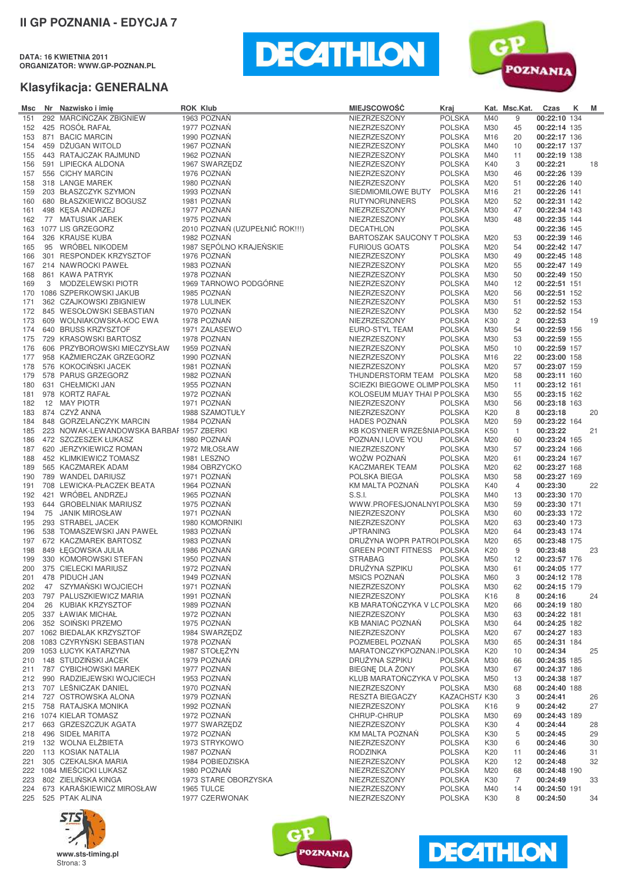## II GP POZNANIA - EDYCJA 7

**DATA: 16 KWIETNIA 2011**
**ORGANIZATOR: WWW.GP-POZNAN.PL**

## Klasyfikacja: GENERALNA

| Msc | Nr | Nazwisko i imię | ROK | Klub | MIEJSCOWOŚĆ | Kraj | Kat. | Msc.Kat. | Czas | K | M |
|---|---|---|---|---|---|---|---|---|---|---|---|
| 151 | 292 | MARCIŃCZAK ZBIGNIEW | 1963 | POZNAŃ | NIEZRZESZONY | POLSKA | M40 | 9 | 00:22:10 | 134 | |
| 152 | 425 | ROSÓŁ RAFAŁ | 1977 | POZNAŃ | NIEZRZESZONY | POLSKA | M30 | 45 | 00:22:14 | 135 | |
| 153 | 871 | BACIC MARCIN | 1990 | POZNAŃ | NIEZRZESZONY | POLSKA | M16 | 20 | 00:22:17 | 136 | |
| 154 | 459 | DŻUGAN WITOLD | 1967 | POZNAŃ | NIEZRZESZONY | POLSKA | M40 | 10 | 00:22:17 | 137 | |
| 155 | 443 | RATAJCZAK RAJMUND | 1962 | POZNAŃ | NIEZRZESZONY | POLSKA | M40 | 11 | 00:22:19 | 138 | |
| 156 | 591 | LIPIECKA ALDONA | 1967 | SWARZĘDZ | NIEZRZESZONY | POLSKA | K40 | 3 | 00:22:21 | | 18 |
| 157 | 556 | CICHY MARCIN | 1976 | POZNAŃ | NIEZRZESZONY | POLSKA | M30 | 46 | 00:22:26 | 139 | |
| 158 | 318 | LANGE MAREK | 1980 | POZNAŃ | NIEZRZESZONY | POLSKA | M20 | 51 | 00:22:26 | 140 | |
| 159 | 203 | BŁASZCZYK SZYMON | 1993 | POZNAŃ | SIEDMIOMILOWE BUTY | POLSKA | M16 | 21 | 00:22:26 | 141 | |
| 160 | 680 | BŁASZKIEWICZ BOGUSZ | 1981 | POZNAŃ | RUTYNORUNNERS | POLSKA | M20 | 52 | 00:22:31 | 142 | |
| 161 | 498 | KĘSA ANDRZEJ | 1977 | POZNAŃ | NIEZRZESZONY | POLSKA | M30 | 47 | 00:22:34 | 143 | |
| 162 | 77 | MATUSIAK JAREK | 1975 | POZNAŃ | NIEZRZESZONY | POLSKA | M30 | 48 | 00:22:35 | 144 | |
| 163 | 1077 | LIS GRZEGORZ | 2010 | POZNAŃ (UZUPEŁNIĆ ROK!!!) | DECATHLON | POLSKA | | | 00:22:36 | 145 | |
| 164 | 326 | KRAUSE KUBA | 1982 | POZNAŃ | BARTOSZAK SAUCONY T | POLSKA | M20 | 53 | 00:22:39 | 146 | |
| 165 | 95 | WRÓBEL NIKODEM | 1987 | SĘPÓLNO KRAJEŃSKIE | FURIOUS GOATS | POLSKA | M20 | 54 | 00:22:42 | 147 | |
| 166 | 301 | RESPONDEK KRZYSZTOF | 1976 | POZNAŃ | NIEZRZESZONY | POLSKA | M30 | 49 | 00:22:45 | 148 | |
| 167 | 214 | NAWROCKI PAWEŁ | 1983 | POZNAŃ | NIEZRZESZONY | POLSKA | M20 | 55 | 00:22:47 | 149 | |
| 168 | 861 | KAWA PATRYK | 1978 | POZNAŃ | NIEZRZESZONY | POLSKA | M30 | 50 | 00:22:49 | 150 | |
| 169 | 3 | MODZELEWSKI PIOTR | 1969 | TARNOWO PODGÓRNE | NIEZRZESZONY | POLSKA | M40 | 12 | 00:22:51 | 151 | |
| 170 | 1086 | SZPERKOWSKI JAKUB | 1985 | POZNAŃ | NIEZRZESZONY | POLSKA | M20 | 56 | 00:22:51 | 152 | |
| 171 | 362 | CZAJKOWSKI ZBIGNIEW | 1978 | LULINEK | NIEZRZESZONY | POLSKA | M30 | 51 | 00:22:52 | 153 | |
| 172 | 845 | WESOŁOWSKI SEBASTIAN | 1970 | POZNAŃ | NIEZRZESZONY | POLSKA | M30 | 52 | 00:22:52 | 154 | |
| 173 | 609 | WOLNIAKOWSKA-KOC EWA | 1978 | POZNAŃ | NIEZRZESZONY | POLSKA | K30 | 2 | 00:22:53 | | 19 |
| 174 | 640 | BRUSS KRZYSZTOF | 1971 | ZALASEWO | EURO-STYL TEAM | POLSKA | M30 | 54 | 00:22:59 | 156 | |
| 175 | 729 | KRASOWSKI BARTOSZ | 1978 | POZNAN | NIEZRZESZONY | POLSKA | M30 | 53 | 00:22:59 | 155 | |
| 176 | 606 | PRZYBOROWSKI MIECZYSŁAW | 1959 | POZNAŃ | NIEZRZESZONY | POLSKA | M50 | 10 | 00:22:59 | 157 | |
| 177 | 958 | KAŹMIERCZAK GRZEGORZ | 1990 | POZNAŃ | NIEZRZESZONY | POLSKA | M16 | 22 | 00:23:00 | 158 | |
| 178 | 576 | KOKOCIŃSKI JACEK | 1981 | POZNAŃ | NIEZRZESZONY | POLSKA | M20 | 57 | 00:23:07 | 159 | |
| 179 | 578 | PARUS GRZEGORZ | 1982 | POZNAŃ | THUNDERSTORM TEAM | POLSKA | M20 | 58 | 00:23:11 | 160 | |
| 180 | 631 | CHEŁMICKI JAN | 1955 | POZNAN | SCIEZKI BIEGOWE OLIMP | POLSKA | M50 | 11 | 00:23:12 | 161 | |
| 181 | 978 | KORTZ RAFAŁ | 1972 | POZNAŃ | KOLOSEUM MUAY THAI P | POLSKA | M30 | 55 | 00:23:15 | 162 | |
| 182 | 12 | MAY PIOTR | 1971 | POZNAŃ | NIEZRZESZONY | POLSKA | M30 | 56 | 00:23:18 | 163 | |
| 183 | 874 | CZYŻ ANNA | 1988 | SZAMOTUŁY | NIEZRZESZONY | POLSKA | K20 | 8 | 00:23:18 | | 20 |
| 184 | 848 | GORZELAŃCZYK MARCIN | 1984 | POZNAŃ | HADES POZNAŃ | POLSKA | M20 | 59 | 00:23:22 | 164 | |
| 185 | 223 | NOWAK-LEWANDOWSKA BARBAI | 1957 | ZBERKI | KB KOSYNIER WRZEŚNIA | POLSKA | K50 | 1 | 00:23:22 | | 21 |
| 186 | 472 | SZCZESZEK ŁUKASZ | 1980 | POZNAŃ | POZNAN,I LOVE YOU | POLSKA | M20 | 60 | 00:23:24 | 165 | |
| 187 | 620 | JERZYKIEWICZ ROMAN | 1972 | MIŁOSŁAW | NIEZRZESZONY | POLSKA | M30 | 57 | 00:23:24 | 166 | |
| 188 | 452 | KLIMKIEWICZ TOMASZ | 1981 | LESZNO | WOŻW POZNAŃ | POLSKA | M20 | 61 | 00:23:24 | 167 | |
| 189 | 565 | KACZMAREK ADAM | 1984 | OBRZYCKO | KACZMAREK TEAM | POLSKA | M20 | 62 | 00:23:27 | 168 | |
| 190 | 789 | WANDEL DARIUSZ | 1971 | POZNAŃ | POLSKA BIEGA | POLSKA | M30 | 58 | 00:23:27 | 169 | |
| 191 | 708 | LEWICKA-PŁACZEK BEATA | 1964 | POZNAŃ | KM MALTA POZNAŃ | POLSKA | K40 | 4 | 00:23:30 | | 22 |
| 192 | 421 | WRÓBEL ANDRZEJ | 1965 | POZNAŃ | S.S.I. | POLSKA | M40 | 13 | 00:23:30 | 170 | |
| 193 | 644 | GROBELNIAK MARIUSZ | 1975 | POZNAŃ | WWW.PROFESJONALNYI | POLSKA | M30 | 59 | 00:23:30 | 171 | |
| 194 | 75 | JANIK MIROSŁAW | 1971 | POZNAŃ | NIEZRZESZONY | POLSKA | M30 | 60 | 00:23:33 | 172 | |
| 195 | 293 | STRABEL JACEK | 1980 | KOMORNIKI | NIEZRZESZONY | POLSKA | M20 | 63 | 00:23:40 | 173 | |
| 196 | 538 | TOMASZEWSKI JAN PAWEŁ | 1983 | POZNAŃ | JPTRANING | POLSKA | M20 | 64 | 00:23:43 | 174 | |
| 197 | 672 | KACZMAREK BARTOSZ | 1983 | POZNAŃ | DRUŻYNA WOPR PATROI | POLSKA | M20 | 65 | 00:23:48 | 175 | |
| 198 | 849 | ŁĘGOWSKA JULIA | 1986 | POZNAŃ | GREEN POINT FITNESS | POLSKA | K20 | 9 | 00:23:48 | | 23 |
| 199 | 330 | KOMOROWSKI STEFAN | 1950 | POZNAŃ | STRABAG | POLSKA | M50 | 12 | 00:23:57 | 176 | |
| 200 | 375 | CIELECKI MARIUSZ | 1972 | POZNAŃ | DRUŻYNA SZPIKU | POLSKA | M30 | 61 | 00:24:05 | 177 | |
| 201 | 478 | PIDUCH JAN | 1949 | POZNAŃ | MSICS POZNAŃ | POLSKA | M60 | 3 | 00:24:12 | 178 | |
| 202 | 47 | SZYMAŃSKI WOJCIECH | 1971 | POZNAŃ | NIEZRZESZONY | POLSKA | M30 | 62 | 00:24:15 | 179 | |
| 203 | 797 | PALUSZKIEWICZ MARIA | 1991 | POZNAŃ | NIEZRZESZONY | POLSKA | K16 | 8 | 00:24:16 | | 24 |
| 204 | 26 | KUBIAK KRZYSZTOF | 1989 | POZNAŃ | KB MARATOŃCZYKA V LC | POLSKA | M20 | 66 | 00:24:19 | 180 | |
| 205 | 337 | ŁAWIAK MICHAŁ | 1972 | POZNAN | NIEZRZESZONY | POLSKA | M30 | 63 | 00:24:22 | 181 | |
| 206 | 352 | SOIŃSKI PRZEMO | 1975 | POZNAŃ | KB MANIAC POZNAŃ | POLSKA | M30 | 64 | 00:24:25 | 182 | |
| 207 | 1062 | BEDNAREK KRZYSZTOF | 1984 | SWARZĘDZ | NIEZRZESZONY | POLSKA | M20 | 67 | 00:24:27 | 183 | |
| 208 | 1083 | CZYRYŃSKI SEBASTIAN | 1978 | POZNAŃ | POZMEBEL POZNAŃ | POLSKA | M30 | 65 | 00:24:31 | 184 | |
| 209 | 1053 | ŁUCYK KATARZYNA | 1987 | STOŁĘŻYN | MARATONCZYKPOZNAN.I | POLSKA | K20 | 10 | 00:24:34 | | 25 |
| 210 | 148 | STUDZIŃSKI JACEK | 1979 | POZNAŃ | DRUŻYNA SZPIKU | POLSKA | M30 | 66 | 00:24:35 | 185 | |
| 211 | 787 | CYBICHOWSKI MAREK | 1977 | POZNAŃ | BIEGNĘ DLA ŻONY | POLSKA | M30 | 67 | 00:24:37 | 186 | |
| 212 | 990 | RADZIEJEWSKI WOJCIECH | 1953 | POZNAŃ | KLUB MARATOŃCZYKA V | POLSKA | M50 | 13 | 00:24:38 | 187 | |
| 213 | 707 | LEŚNICZAK DANIEL | 1970 | POZNAŃ | NIEZRZESZONY | POLSKA | M30 | 68 | 00:24:40 | 188 | |
| 214 | 727 | OSTROWSKA ALONA | 1979 | POZNAŃ | RESZTA BIEGACZY | KAZACHST/ | K30 | 3 | 00:24:41 | | 26 |
| 215 | 758 | RATAJSKA MONIKA | 1992 | POZNAŃ | NIESZRZESZONY | POLSKA | K16 | 9 | 00:24:42 | | 27 |
| 216 | 1074 | KIELAR TOMASZ | 1972 | POZNAŃ | CHRUP-CHRUP | POLSKA | M30 | 69 | 00:24:43 | 189 | |
| 217 | 663 | GRZESZCZUK AGATA | 1977 | SWARZĘDZ | NIEZRZESZONY | POLSKA | K30 | 4 | 00:24:44 | | 28 |
| 218 | 496 | SIDEŁ MARITA | 1972 | POZNAŃ | KM MALTA POZNAŃ | POLSKA | K30 | 5 | 00:24:45 | | 29 |
| 219 | 132 | WOLNA ELŻBIETA | 1973 | STRYKOWO | NIEZRZESZONY | POLSKA | K30 | 6 | 00:24:46 | | 30 |
| 220 | 113 | KOSIAK NATALIA | 1987 | POZNAŃ | RODZINKA | POLSKA | K20 | 11 | 00:24:46 | | 31 |
| 221 | 305 | CZEKALSKA MARIA | 1984 | POBIEDZISKA | NIEZRZESZONY | POLSKA | K20 | 12 | 00:24:48 | | 32 |
| 222 | 1084 | MIEŚCICKI LUKASZ | 1980 | POZNAŃ | NIEZRZESZONY | POLSKA | M20 | 68 | 00:24:48 | 190 | |
| 223 | 802 | ZIELIŃSKA KINGA | 1973 | STARE OBORZYSKA | NIEZRZESZONY | POLSKA | K30 | 7 | 00:24:49 | | 33 |
| 224 | 673 | KARAŚKIEWICZ MIROSŁAW | 1965 | TULCE | NIEZRZESZONY | POLSKA | M40 | 14 | 00:24:50 | 191 | |
| 225 | 525 | PTAK ALINA | 1977 | CZERWONAK | NIEZRZESZONY | POLSKA | K30 | 8 | 00:24:50 | | 34 |

www.sts-timing.pl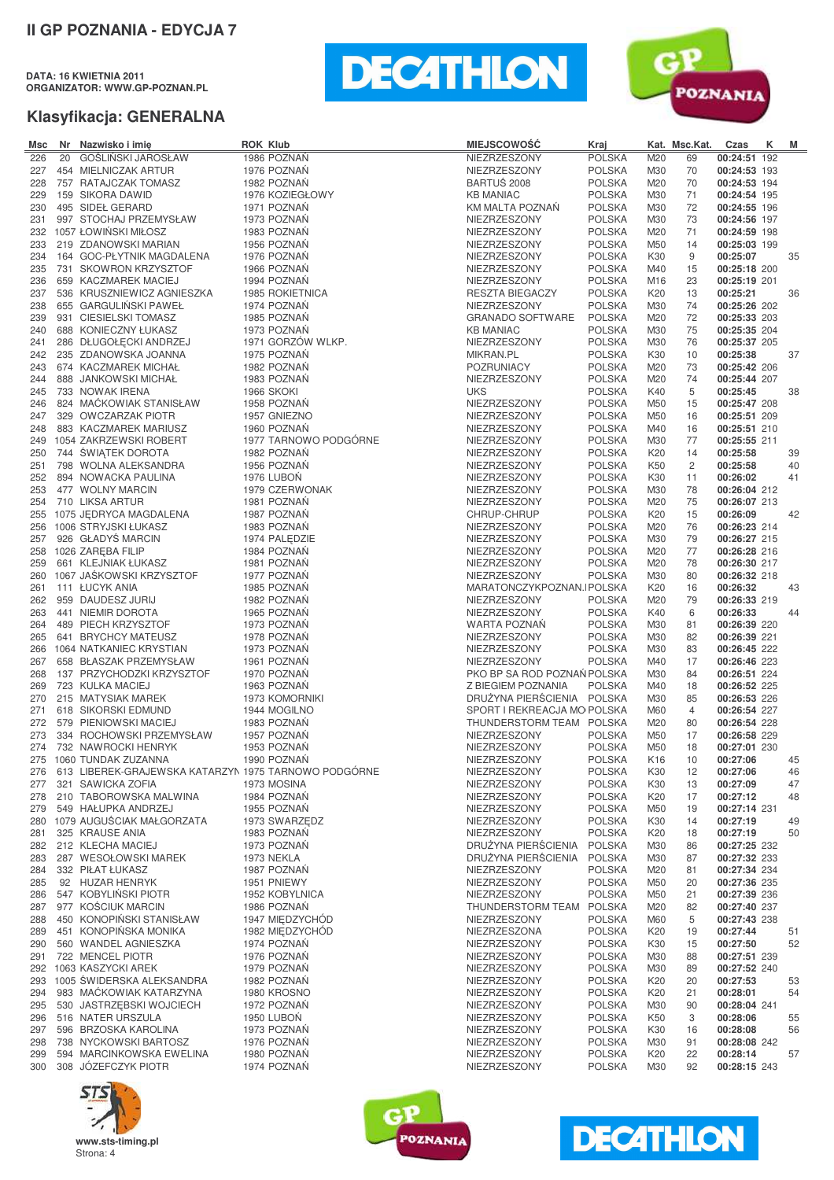## II GP POZNANIA - EDYCJA 7

**DATA: 16 KWIETNIA 2011**
**ORGANIZATOR: WWW.GP-POZNAN.PL**

### Klasyfikacja: GENERALNA

| Msc | Nr | Nazwisko i imię | ROK | Klub | MIEJSCOWOŚĆ | Kraj | Kat. | Msc.Kat. | Czas | K | M |
|---|---|---|---|---|---|---|---|---|---|---|---|
| 226 | 20 | GOŚLIŃSKI JAROSŁAW | 1986 | POZNAŃ | NIEZRZESZONY | POLSKA | M20 | 69 | 00:24:51 | 192 | |
| 227 | 454 | MIELNICZAK ARTUR | 1976 | POZNAŃ | NIEZRZESZONY | POLSKA | M30 | 70 | 00:24:53 | 193 | |
| 228 | 757 | RATAJCZAK TOMASZ | 1982 | POZNAŃ | BARTUŚ 2008 | POLSKA | M20 | 70 | 00:24:53 | 194 | |
| 229 | 159 | SIKORA DAWID | 1976 | KOZIEGŁOWY | KB MANIAC | POLSKA | M30 | 71 | 00:24:54 | 195 | |
| 230 | 495 | SIDEŁ GERARD | 1971 | POZNAŃ | KM MALTA POZNAŃ | POLSKA | M30 | 72 | 00:24:55 | 196 | |
| 231 | 997 | STOCHAJ PRZEMYSŁAW | 1973 | POZNAŃ | NIEZRZESZONY | POLSKA | M30 | 73 | 00:24:56 | 197 | |
| 232 | 1057 | ŁOWIŃSKI MIŁOSZ | 1983 | POZNAŃ | NIEZRZESZONY | POLSKA | M20 | 71 | 00:24:59 | 198 | |
| 233 | 219 | ZDANOWSKI MARIAN | 1956 | POZNAŃ | NIEZRZESZONY | POLSKA | M50 | 14 | 00:25:03 | 199 | |
| 234 | 164 | GOC-PŁYTNIK MAGDALENA | 1976 | POZNAŃ | NIEZRZESZONY | POLSKA | K30 | 9 | 00:25:07 | | 35 |
| 235 | 731 | SKOWRON KRZYSZTOF | 1966 | POZNAŃ | NIEZRZESZONY | POLSKA | M40 | 15 | 00:25:18 | 200 | |
| 236 | 659 | KACZMAREK MACIEJ | 1994 | POZNAŃ | NIEZRZESZONY | POLSKA | M16 | 23 | 00:25:19 | 201 | |
| 237 | 536 | KRUSZNIEWICZ AGNIESZKA | 1985 | ROKIETNICA | RESZTA BIEGACZY | POLSKA | K20 | 13 | 00:25:21 | | 36 |
| 238 | 655 | GARGULIŃSKI PAWEŁ | 1974 | POZNAŃ | NIEZRZESZONY | POLSKA | M30 | 74 | 00:25:26 | 202 | |
| 239 | 931 | CIESIELSKI TOMASZ | 1985 | POZNAŃ | GRANADO SOFTWARE | POLSKA | M20 | 72 | 00:25:33 | 203 | |
| 240 | 688 | KONIECZNY ŁUKASZ | 1973 | POZNAŃ | KB MANIAC | POLSKA | M30 | 75 | 00:25:35 | 204 | |
| 241 | 286 | DŁUGOŁĘCKI ANDRZEJ | 1971 | GORZÓW WLKP. | NIEZRZESZONY | POLSKA | M30 | 76 | 00:25:37 | 205 | |
| 242 | 235 | ZDANOWSKA JOANNA | 1975 | POZNAŃ | MIKRAN.PL | POLSKA | K30 | 10 | 00:25:38 | | 37 |
| 243 | 674 | KACZMAREK MICHAŁ | 1982 | POZNAŃ | POZRUNIACY | POLSKA | M20 | 73 | 00:25:42 | 206 | |
| 244 | 888 | JANKOWSKI MICHAŁ | 1983 | POZNAŃ | NIEZRZESZONY | POLSKA | M20 | 74 | 00:25:44 | 207 | |
| 245 | 733 | NOWAK IRENA | 1966 | SKOKI | UKS | POLSKA | K40 | 5 | 00:25:45 | | 38 |
| 246 | 824 | MAĆKOWIAK STANISŁAW | 1958 | POZNAŃ | NIEZRZESZONY | POLSKA | M50 | 15 | 00:25:47 | 208 | |
| 247 | 329 | OWCZARZAK PIOTR | 1957 | GNIEZNO | NIEZRZESZONY | POLSKA | M50 | 16 | 00:25:51 | 209 | |
| 248 | 883 | KACZMAREK MARIUSZ | 1960 | POZNAŃ | NIEZRZESZONY | POLSKA | M40 | 16 | 00:25:51 | 210 | |
| 249 | 1054 | ZAKRZEWSKI ROBERT | 1977 | TARNOWO PODGÓRNE | NIEZRZESZONY | POLSKA | M30 | 77 | 00:25:55 | 211 | |
| 250 | 744 | ŚWIĄTEK DOROTA | 1982 | POZNAŃ | NIEZRZESZONY | POLSKA | K20 | 14 | 00:25:58 | | 39 |
| 251 | 798 | WOLNA ALEKSANDRA | 1956 | POZNAŃ | NIEZRZESZONY | POLSKA | K50 | 2 | 00:25:58 | | 40 |
| 252 | 894 | NOWACKA PAULINA | 1976 | LUBOŃ | NIEZRZESZONY | POLSKA | K30 | 11 | 00:26:02 | | 41 |
| 253 | 477 | WOLNY MARCIN | 1979 | CZERWONAK | NIEZRZESZONY | POLSKA | M30 | 78 | 00:26:04 | 212 | |
| 254 | 710 | LIKSA ARTUR | 1981 | POZNAŃ | NIEZRZESZONY | POLSKA | M20 | 75 | 00:26:07 | 213 | |
| 255 | 1075 | JĘDRYCA MAGDALENA | 1987 | POZNAŃ | CHRUP-CHRUP | POLSKA | K20 | 15 | 00:26:09 | | 42 |
| 256 | 1006 | STRYJSKI ŁUKASZ | 1983 | POZNAŃ | NIEZRZESZONY | POLSKA | M20 | 76 | 00:26:23 | 214 | |
| 257 | 926 | GŁADYŚ MARCIN | 1974 | PALĘDZIE | NIEZRZESZONY | POLSKA | M30 | 79 | 00:26:27 | 215 | |
| 258 | 1026 | ZARĘBA FILIP | 1984 | POZNAŃ | NIEZRZESZONY | POLSKA | M20 | 77 | 00:26:28 | 216 | |
| 259 | 661 | KLEJNIAK ŁUKASZ | 1981 | POZNAŃ | NIEZRZESZONY | POLSKA | M20 | 78 | 00:26:30 | 217 | |
| 260 | 1067 | JAŚKOWSKI KRZYSZTOF | 1977 | POZNAŃ | NIEZRZESZONY | POLSKA | M30 | 80 | 00:26:32 | 218 | |
| 261 | 111 | ŁUCYK ANIA | 1985 | POZNAŃ | MARATONCZYKPOZNAN.I | POLSKA | K20 | 16 | 00:26:32 | | 43 |
| 262 | 959 | DAUDESZ JURIJ | 1982 | POZNAŃ | NIEZRZESZONY | POLSKA | M20 | 79 | 00:26:33 | 219 | |
| 263 | 441 | NIEMIR DOROTA | 1965 | POZNAŃ | NIEZRZESZONY | POLSKA | K40 | 6 | 00:26:33 | | 44 |
| 264 | 489 | PIECH KRZYSZTOF | 1973 | POZNAŃ | WARTA POZNAŃ | POLSKA | M30 | 81 | 00:26:39 | 220 | |
| 265 | 641 | BRYCHCY MATEUSZ | 1978 | POZNAŃ | NIEZRZESZONY | POLSKA | M30 | 82 | 00:26:39 | 221 | |
| 266 | 1064 | NATKANIEC KRYSTIAN | 1973 | POZNAŃ | NIEZRZESZONY | POLSKA | M30 | 83 | 00:26:45 | 222 | |
| 267 | 658 | BŁASZAK PRZEMYSŁAW | 1961 | POZNAŃ | NIEZRZESZONY | POLSKA | M40 | 17 | 00:26:46 | 223 | |
| 268 | 137 | PRZYCHODZKI KRZYSZTOF | 1970 | POZNAŃ | PKO BP SA ROD POZNAŃ | POLSKA | M30 | 84 | 00:26:51 | 224 | |
| 269 | 723 | KULKA MACIEJ | 1963 | POZNAŃ | Z BIEGIEM POZNANIA | POLSKA | M40 | 18 | 00:26:52 | 225 | |
| 270 | 215 | MATYSIAK MAREK | 1973 | KOMORNIKI | DRUŻYNA PIERŚCIENIA | POLSKA | M30 | 85 | 00:26:53 | 226 | |
| 271 | 618 | SIKORSKI EDMUND | 1944 | MOGILNO | SPORT I REKREACJA MO | POLSKA | M60 | 4 | 00:26:54 | 227 | |
| 272 | 579 | PIENIOWSKI MACIEJ | 1983 | POZNAŃ | THUNDERSTORM TEAM | POLSKA | M20 | 80 | 00:26:54 | 228 | |
| 273 | 334 | ROCHOWSKI PRZEMYSŁAW | 1957 | POZNAŃ | NIEZRZESZONY | POLSKA | M50 | 17 | 00:26:58 | 229 | |
| 274 | 732 | NAWROCKI HENRYK | 1953 | POZNAŃ | NIEZRZESZONY | POLSKA | M50 | 18 | 00:27:01 | 230 | |
| 275 | 1060 | TUNDAK ZUZANNA | 1990 | POZNAŃ | NIEZRZESZONY | POLSKA | K16 | 10 | 00:27:06 | | 45 |
| 276 | 613 | LIBEREK-GRAJEWSKA KATARZYN | 1975 | TARNOWO PODGÓRNE | NIEZRZESZONY | POLSKA | K30 | 12 | 00:27:06 | | 46 |
| 277 | 321 | SAWICKA ZOFIA | 1973 | MOSINA | NIEZRZESZONY | POLSKA | K30 | 13 | 00:27:09 | | 47 |
| 278 | 210 | TABOROWSKA MALWINA | 1984 | POZNAŃ | NIEZRZESZONY | POLSKA | K20 | 17 | 00:27:12 | | 48 |
| 279 | 549 | HAŁUPKA ANDRZEJ | 1955 | POZNAŃ | NIEZRZESZONY | POLSKA | M50 | 19 | 00:27:14 | 231 | |
| 280 | 1079 | AUGUŚCIAK MAŁGORZATA | 1973 | SWARZĘDZ | NIEZRZESZONY | POLSKA | K30 | 14 | 00:27:19 | | 49 |
| 281 | 325 | KRAUSE ANIA | 1983 | POZNAŃ | NIEZRZESZONY | POLSKA | K20 | 18 | 00:27:19 | | 50 |
| 282 | 212 | KLECHA MACIEJ | 1973 | POZNAŃ | DRUŻYNA PIERŚCIENIA | POLSKA | M30 | 86 | 00:27:25 | 232 | |
| 283 | 287 | WESOŁOWSKI MAREK | 1973 | NEKLA | DRUŻYNA PIERŚCIENIA | POLSKA | M30 | 87 | 00:27:32 | 233 | |
| 284 | 332 | PIŁAT ŁUKASZ | 1987 | POZNAŃ | NIEZRZESZONY | POLSKA | M20 | 81 | 00:27:34 | 234 | |
| 285 | 92 | HUZAR HENRYK | 1951 | PNIEWY | NIEZRZESZONY | POLSKA | M50 | 20 | 00:27:36 | 235 | |
| 286 | 547 | KOBYLIŃSKI PIOTR | 1952 | KOBYLNICA | NIEZRZESZONY | POLSKA | M50 | 21 | 00:27:39 | 236 | |
| 287 | 977 | KOŚCIUK MARCIN | 1986 | POZNAŃ | THUNDERSTORM TEAM | POLSKA | M20 | 82 | 00:27:40 | 237 | |
| 288 | 450 | KONOPIŃSKI STANISŁAW | 1947 | MIĘDZYCHÓD | NIEZRZESZONY | POLSKA | M60 | 5 | 00:27:43 | 238 | |
| 289 | 451 | KONOPIŃSKA MONIKA | 1982 | MIĘDZYCHÓD | NIEZRZESZONA | POLSKA | K20 | 19 | 00:27:44 | | 51 |
| 290 | 560 | WANDEL AGNIESZKA | 1974 | POZNAŃ | NIEZRZESZONY | POLSKA | K30 | 15 | 00:27:50 | | 52 |
| 291 | 722 | MENCEL PIOTR | 1976 | POZNAŃ | NIEZRZESZONY | POLSKA | M30 | 88 | 00:27:51 | 239 | |
| 292 | 1063 | KASZYCKI AREK | 1979 | POZNAŃ | NIEZRZESZONY | POLSKA | M30 | 89 | 00:27:52 | 240 | |
| 293 | 1005 | ŚWIDERSKA ALEKSANDRA | 1982 | POZNAŃ | NIEZRZESZONY | POLSKA | K20 | 20 | 00:27:53 | | 53 |
| 294 | 983 | MAĆKOWIAK KATARZYNA | 1980 | KROSNO | NIEZRZESZONY | POLSKA | K20 | 21 | 00:28:01 | | 54 |
| 295 | 530 | JASTRZĘBSKI WOJCIECH | 1972 | POZNAŃ | NIEZRZESZONY | POLSKA | M30 | 90 | 00:28:04 | 241 | |
| 296 | 516 | NATER URSZULA | 1950 | LUBOŃ | NIEZRZESZONY | POLSKA | K50 | 3 | 00:28:06 | | 55 |
| 297 | 596 | BRZOSKA KAROLINA | 1973 | POZNAŃ | NIEZRZESZONY | POLSKA | K30 | 16 | 00:28:08 | | 56 |
| 298 | 738 | NYCKOWSKI BARTOSZ | 1976 | POZNAŃ | NIEZRZESZONY | POLSKA | M30 | 91 | 00:28:08 | 242 | |
| 299 | 594 | MARCINKOWSKA EWELINA | 1980 | POZNAŃ | NIEZRZESZONY | POLSKA | K20 | 22 | 00:28:14 | | 57 |
| 300 | 308 | JÓZEFCZYK PIOTR | 1974 | POZNAŃ | NIEZRZESZONY | POLSKA | M30 | 92 | 00:28:15 | 243 | |

www.sts-timing.pl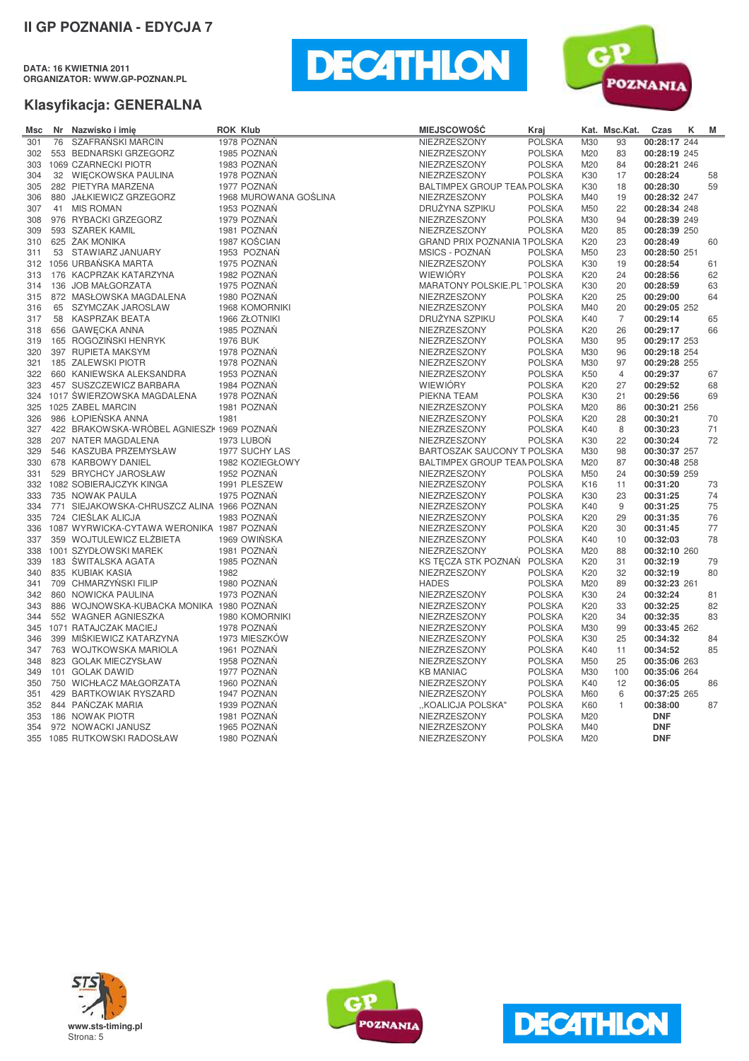# II GP POZNANIA - EDYCJA 7

**DATA: 16 KWIETNIA 2011**
**ORGANIZATOR: WWW.GP-POZNAN.PL**

## Klasyfikacja: GENERALNA

| Msc | Nr | Nazwisko i imię | ROK | Klub | MIEJSCOWOŚĆ | Kraj | Kat. | Msc.Kat. | Czas | K | M |
|---|---|---|---|---|---|---|---|---|---|---|---|
| 301 | 76 | SZAFRAŃSKI MARCIN | 1978 | POZNAŃ | NIEZRZESZONY | POLSKA | M30 | 93 | **00:28:17** | 244 | |
| 302 | 553 | BEDNARSKI GRZEGORZ | 1985 | POZNAŃ | NIEZRZESZONY | POLSKA | M20 | 83 | **00:28:19** | 245 | |
| 303 | 1069 | CZARNECKI PIOTR | 1983 | POZNAŃ | NIEZRZESZONY | POLSKA | M20 | 84 | **00:28:21** | 246 | |
| 304 | 32 | WIĘCKOWSKA PAULINA | 1978 | POZNAŃ | NIEZRZESZONY | POLSKA | K30 | 17 | **00:28:24** | | 58 |
| 305 | 282 | PIETYRA MARZENA | 1977 | POZNAŃ | BALTIMPEX GROUP TEAM | POLSKA | K30 | 18 | **00:28:30** | | 59 |
| 306 | 880 | JAŁKIEWICZ GRZEGORZ | 1968 | MUROWANA GOŚLINA | NIEZRZESZONY | POLSKA | M40 | 19 | **00:28:32** | 247 | |
| 307 | 41 | MIS ROMAN | 1953 | POZNAŃ | DRUŻYNA SZPIKU | POLSKA | M50 | 22 | **00:28:34** | 248 | |
| 308 | 976 | RYBACKI GRZEGORZ | 1979 | POZNAŃ | NIEZRZESZONY | POLSKA | M30 | 94 | **00:28:39** | 249 | |
| 309 | 593 | SZAREK KAMIL | 1981 | POZNAŃ | NIEZRZESZONY | POLSKA | M20 | 85 | **00:28:39** | 250 | |
| 310 | 625 | ŻAK MONIKA | 1987 | KOŚCIAN | GRAND PRIX POZNANIA T | POLSKA | K20 | 23 | **00:28:49** | | 60 |
| 311 | 53 | STAWIARZ JANUARY | 1953 | POZNAŃ | MSICS - POZNAŃ | POLSKA | M50 | 23 | **00:28:50** | 251 | |
| 312 | 1056 | URBAŃSKA MARTA | 1975 | POZNAŃ | NIEZRZESZONY | POLSKA | K30 | 19 | **00:28:54** | | 61 |
| 313 | 176 | KACPRZAK KATARZYNA | 1982 | POZNAŃ | WIEWIÓRY | POLSKA | K20 | 24 | **00:28:56** | | 62 |
| 314 | 136 | JOB MAŁGORZATA | 1975 | POZNAŃ | MARATONY POLSKIE.PL T | POLSKA | K30 | 20 | **00:28:59** | | 63 |
| 315 | 872 | MASŁOWSKA MAGDALENA | 1980 | POZNAŃ | NIEZRZESZONY | POLSKA | K20 | 25 | **00:29:00** | | 64 |
| 316 | 65 | SZYMCZAK JAROSLAW | 1968 | KOMORNIKI | NIEZRZESZONY | POLSKA | M40 | 20 | **00:29:05** | 252 | |
| 317 | 58 | KASPRZAK BEATA | 1966 | ZŁOTNIKI | DRUŻYNA SZPIKU | POLSKA | K40 | 7 | **00:29:14** | | 65 |
| 318 | 656 | GAWĘCKA ANNA | 1985 | POZNAŃ | NIEZRZESZONY | POLSKA | K20 | 26 | **00:29:17** | | 66 |
| 319 | 165 | ROGOZIŃSKI HENRYK | 1976 | BUK | NIEZRZESZONY | POLSKA | M30 | 95 | **00:29:17** | 253 | |
| 320 | 397 | RUPIETA MAKSYM | 1978 | POZNAŃ | NIEZRZESZONY | POLSKA | M30 | 96 | **00:29:18** | 254 | |
| 321 | 185 | ZALEWSKI PIOTR | 1978 | POZNAŃ | NIEZRZESZONY | POLSKA | M30 | 97 | **00:29:28** | 255 | |
| 322 | 660 | KANIEWSKA ALEKSANDRA | 1953 | POZNAŃ | NIEZRZESZONY | POLSKA | K50 | 4 | **00:29:37** | | 67 |
| 323 | 457 | SUSZCZEWICZ BARBARA | 1984 | POZNAŃ | WIEWIÓRY | POLSKA | K20 | 27 | **00:29:52** | | 68 |
| 324 | 1017 | ŚWIERZOWSKA MAGDALENA | 1978 | POZNAŃ | PIEKNA TEAM | POLSKA | K30 | 21 | **00:29:56** | | 69 |
| 325 | 1025 | ZABEL MARCIN | 1981 | POZNAŃ | NIEZRZESZONY | POLSKA | M20 | 86 | **00:30:21** | 256 | |
| 326 | 986 | ŁOPIEŃSKA ANNA | 1981 | | NIEZRZESZONY | POLSKA | K20 | 28 | **00:30:21** | | 70 |
| 327 | 422 | BRAKOWSKA-WRÓBEL AGNIESZKA | 1969 | POZNAŃ | NIEZRZESZONY | POLSKA | K40 | 8 | **00:30:23** | | 71 |
| 328 | 207 | NATER MAGDALENA | 1973 | LUBOŃ | NIEZRZESZONY | POLSKA | K30 | 22 | **00:30:24** | | 72 |
| 329 | 546 | KASZUBA PRZEMYSŁAW | 1977 | SUCHY LAS | BARTOSZAK SAUCONY T | POLSKA | M30 | 98 | **00:30:37** | 257 | |
| 330 | 678 | KARBOWY DANIEL | 1982 | KOZIEGŁOWY | BALTIMPEX GROUP TEAM | POLSKA | M20 | 87 | **00:30:48** | 258 | |
| 331 | 529 | BRYCHCY JAROSŁAW | 1952 | POZNAŃ | NIEZRZESZONY | POLSKA | M50 | 24 | **00:30:59** | 259 | |
| 332 | 1082 | SOBIERAJCZYK KINGA | 1991 | PLESZEW | NIEZRZESZONY | POLSKA | K16 | 11 | **00:31:20** | | 73 |
| 333 | 735 | NOWAK PAULA | 1975 | POZNAŃ | NIEZRZESZONY | POLSKA | K30 | 23 | **00:31:25** | | 74 |
| 334 | 771 | SIEJAKOWSKA-CHRUSZCZ ALINA | 1966 | POZNAN | NIEZRZESZONY | POLSKA | K40 | 9 | **00:31:25** | | 75 |
| 335 | 724 | CIEŚLAK ALICJA | 1983 | POZNAŃ | NIEZRZESZONY | POLSKA | K20 | 29 | **00:31:35** | | 76 |
| 336 | 1087 | WYRWICKA-CYTAWA WERONIKA | 1987 | POZNAŃ | NIEZRZESZONY | POLSKA | K20 | 30 | **00:31:45** | | 77 |
| 337 | 359 | WOJTULEWICZ ELŻBIETA | 1969 | OWIŃSKA | NIEZRZESZONY | POLSKA | K40 | 10 | **00:32:03** | | 78 |
| 338 | 1001 | SZYDŁOWSKI MAREK | 1981 | POZNAŃ | NIEZRZESZONY | POLSKA | M20 | 88 | **00:32:10** | 260 | |
| 339 | 183 | ŚWITALSKA AGATA | 1985 | POZNAŃ | KS TĘCZA STK POZNAŃ | POLSKA | K20 | 31 | **00:32:19** | | 79 |
| 340 | 835 | KUBIAK KASIA | 1982 | | NIEZRZESZONY | POLSKA | K20 | 32 | **00:32:19** | | 80 |
| 341 | 709 | CHMARZYŃSKI FILIP | 1980 | POZNAŃ | HADES | POLSKA | M20 | 89 | **00:32:23** | 261 | |
| 342 | 860 | NOWICKA PAULINA | 1973 | POZNAŃ | NIEZRZESZONY | POLSKA | K30 | 24 | **00:32:24** | | 81 |
| 343 | 886 | WOJNOWSKA-KUBACKA MONIKA | 1980 | POZNAŃ | NIEZRZESZONY | POLSKA | K20 | 33 | **00:32:25** | | 82 |
| 344 | 552 | WAGNER AGNIESZKA | 1980 | KOMORNIKI | NIEZRZESZONY | POLSKA | K20 | 34 | **00:32:35** | | 83 |
| 345 | 1071 | RATAJCZAK MACIEJ | 1978 | POZNAŃ | NIEZRZESZONY | POLSKA | M30 | 99 | **00:33:45** | 262 | |
| 346 | 399 | MIŚKIEWICZ KATARZYNA | 1973 | MIESZKÓW | NIEZRZESZONY | POLSKA | K30 | 25 | **00:34:32** | | 84 |
| 347 | 763 | WOJTKOWSKA MARIOLA | 1961 | POZNAŃ | NIEZRZESZONY | POLSKA | K40 | 11 | **00:34:52** | | 85 |
| 348 | 823 | GOLAK MIECZYSŁAW | 1958 | POZNAŃ | NIEZRZESZONY | POLSKA | M50 | 25 | **00:35:06** | 263 | |
| 349 | 101 | GOLAK DAWID | 1977 | POZNAŃ | KB MANIAC | POLSKA | M30 | 100 | **00:35:06** | 264 | |
| 350 | 750 | WICHŁACZ MAŁGORZATA | 1960 | POZNAŃ | NIEZRZESZONY | POLSKA | K40 | 12 | **00:36:05** | | 86 |
| 351 | 429 | BARTKOWIAK RYSZARD | 1947 | POZNAN | NIEZRZESZONY | POLSKA | M60 | 6 | **00:37:25** | 265 | |
| 352 | 844 | PAŃCZAK MARIA | 1939 | POZNAŃ | „KOALICJA POLSKA" | POLSKA | K60 | 1 | **00:38:00** | | 87 |
| 353 | 186 | NOWAK PIOTR | 1981 | POZNAŃ | NIEZRZESZONY | POLSKA | M20 | | **DNF** | | |
| 354 | 972 | NOWACKI JANUSZ | 1965 | POZNAŃ | NIEZRZESZONY | POLSKA | M40 | | **DNF** | | |
| 355 | 1085 | RUTKOWSKI RADOSŁAW | 1980 | POZNAŃ | NIEZRZESZONY | POLSKA | M20 | | **DNF** | | |

www.sts-timing.pl